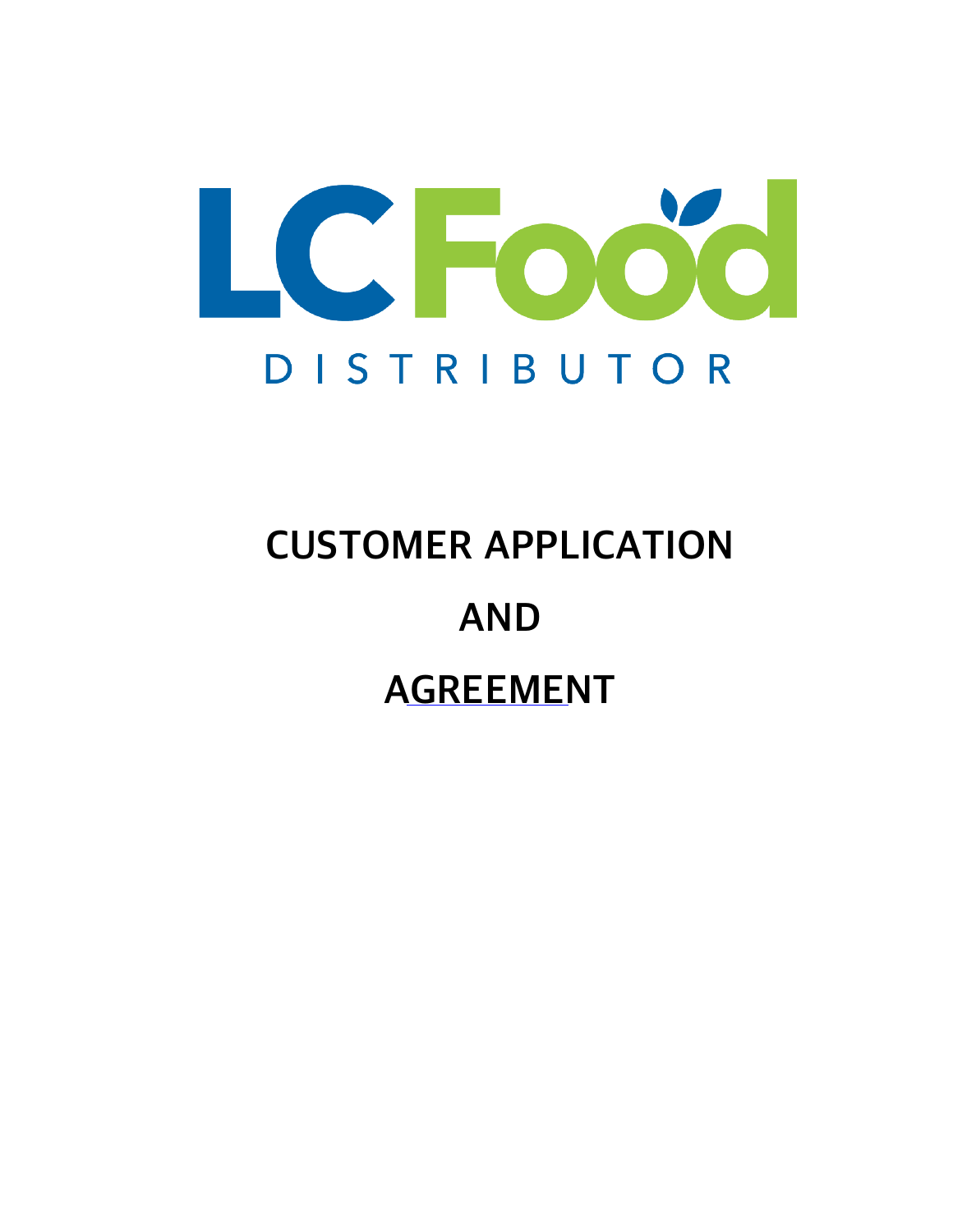LC Food

DISTRIBUTOR

# CUSTOMER APPLICATION

# AND

# AGREEMENT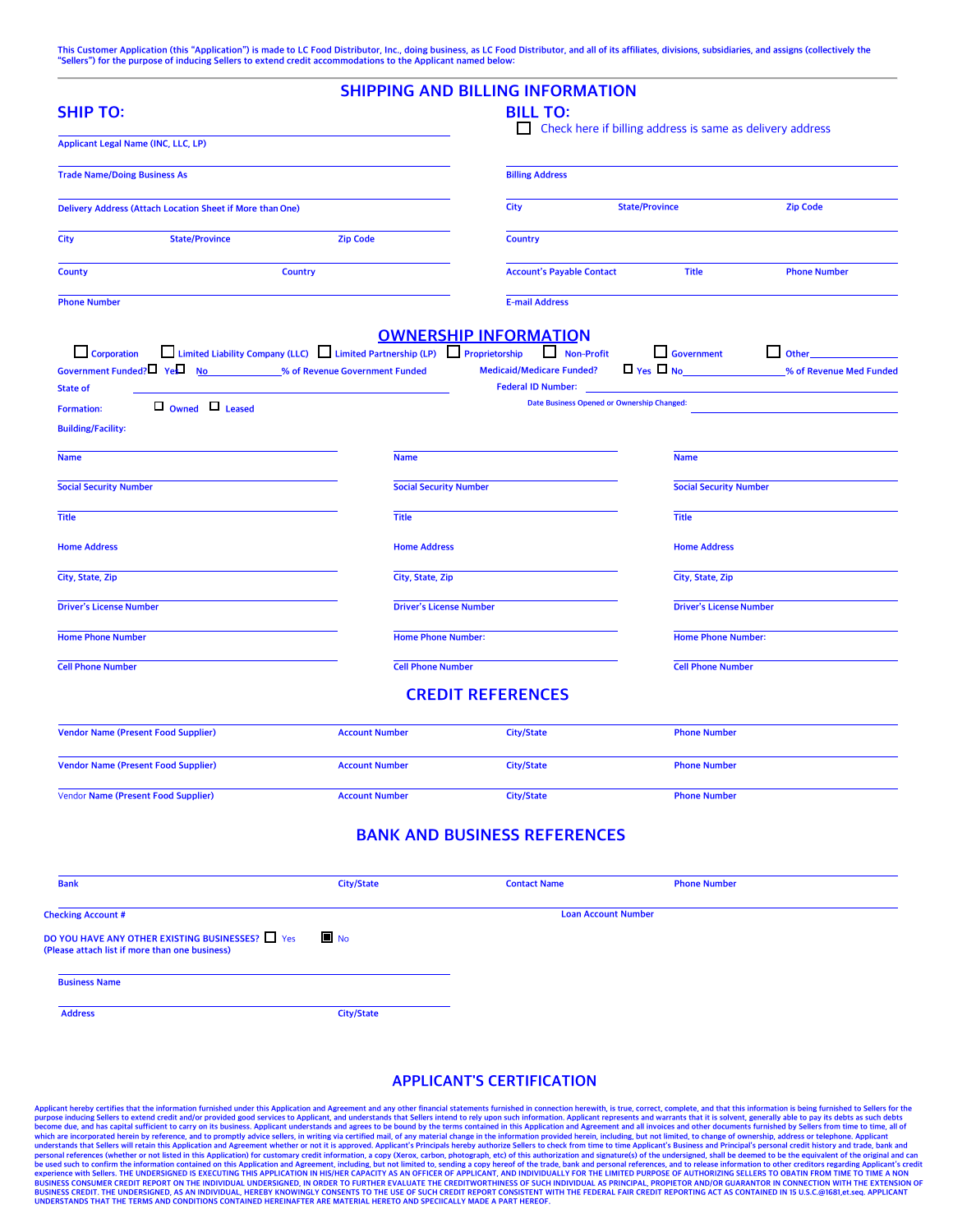This Customer Application (this "Application") is made to LC Food Distributor, Inc., doing business, as LC Food Distributor, and all of its affiliates, divisions, subsidiaries, and assigns (collectively the "Sellers") for the purpose of inducing Sellers to extend credit accommodations to the Applicant named below:

## SHIPPING AND BILLING INFORMATION

### SHIP TO:

Applicant Legal Name (INC, LLC, LP)

Trade Name/Doing Business As

Delivery Address (Attach Location Sheet if More than One)

City State/Province Zip Code

County Country

Phone Number

### BILL TO:

☐ Check here if billing address is same as delivery address

Billing Address

City State/Province Zip Code

Country

Account's Payable Contact Title Phone Number

E-mail Address

## OWNERSHIP INFORMATION

☐ Corporation ☐ Limited Liability Company (LLC) ☐ Limited Partnership (LP) ☐ Proprietorship ☐ Non-Profit ☐ Government ☐ Other________

Government Funded? ☐ Yes ☐ No __________% of Revenue Government Funded

Medicaid/Medicare Funded? ☐ Yes ☐ No __________% of Revenue Med Funded

State of Formation:

Federal ID Number:

Building/Facility: ☐ Owned ☐ Leased

Date Business Opened or Ownership Changed:

| Name | Name | Name |
|---|---|---|
| Social Security Number | Social Security Number | Social Security Number |
| Title | Title | Title |
| Home Address | Home Address | Home Address |
| City, State, Zip | City, State, Zip | City, State, Zip |
| Driver's License Number | Driver's License Number | Driver's License Number |
| Home Phone Number | Home Phone Number: | Home Phone Number: |
| Cell Phone Number | Cell Phone Number | Cell Phone Number |

## CREDIT REFERENCES

| Vendor Name (Present Food Supplier) | Account Number | City/State | Phone Number |
|---|---|---|---|
| Vendor Name (Present Food Supplier) | Account Number | City/State | Phone Number |
| Vendor Name (Present Food Supplier) | Account Number | City/State | Phone Number |

## BANK AND BUSINESS REFERENCES

| Bank | City/State | Contact Name | Phone Number |
|---|---|---|---|

Checking Account # Loan Account Number

DO YOU HAVE ANY OTHER EXISTING BUSINESSES? ☐ Yes ☒ No
(Please attach list if more than one business)

Business Name

Address City/State

## APPLICANT'S CERTIFICATION

Applicant hereby certifies that the information furnished under this Application and Agreement and any other financial statements furnished in connection herewith, is true, correct, complete, and that this information is being furnished to Sellers for the purpose inducing Sellers to extend credit and/or provided good services to Applicant, and understands that Sellers intend to rely upon such information. Applicant represents and warrants that it is solvent, generally able to pay its debts as such debts become due, and has capital sufficient to carry on its business. Applicant understands and agrees to be bound by the terms contained in this Application and Agreement and all invoices and other documents furnished by Sellers from time to time, all of which are incorporated herein by reference, and to promptly advice sellers, in writing via certified mail, of any material change in the information provided herein, including, but not limited, to change of ownership, address or telephone. Applicant understands that Sellers will retain this Application and Agreement whether or not it is approved. Applicant's Principals hereby authorize Sellers to check from time to time Applicant's Business and Principal's personal credit history and trade, bank and personal references (whether or not listed in this Application) for customary credit information, a copy (Xerox, carbon, photograph, etc) of this authorization and signature(s) of the undersigned, shall be deemed to be the equivalent of the original and can be used such to confirm the information contained on this Application and Agreement, including, but not limited to, sending a copy hereof of the trade, bank and personal references, and to release information to other creditors regarding Applicant's credit experience with Sellers. THE UNDERSIGNED IS EXECUTING THIS APPLICATION IN HIS/HER CAPACITY AS AN OFFICER OF APPLICANT, AND INDIVIDUALLY FOR THE LIMITED PURPOSE OF AUTHORIZING SELLERS TO OBATIN FROM TIME TO TIME A NON BUSINESS CONSUMER CREDIT REPORT ON THE INDIVIDUAL UNDERSIGNED, IN ORDER TO FURTHER EVALUATE THE CREDITWORTHINESS OF SUCH INDIVIDUAL AS PRINCIPAL, PROPIETOR AND/OR GUARANTOR IN CONNECTION WITH THE EXTENSION OF BUSINESS CREDIT. THE UNDERSIGNED, AS AN INDIVIDUAL, HEREBY KNOWINGLY CONSENTS TO THE USE OF SUCH CREDIT REPORT CONSISTENT WITH THE FEDERAL FAIR CREDIT REPORTING ACT AS CONTAINED IN 15 U.S.C.@1681,et.seq. APPLICANT UNDERSTANDS THAT THE TERMS AND CONDITIONS CONTAINED HEREINAFTER ARE MATERIAL HERETO AND SPECIICALLY MADE A PART HEREOF.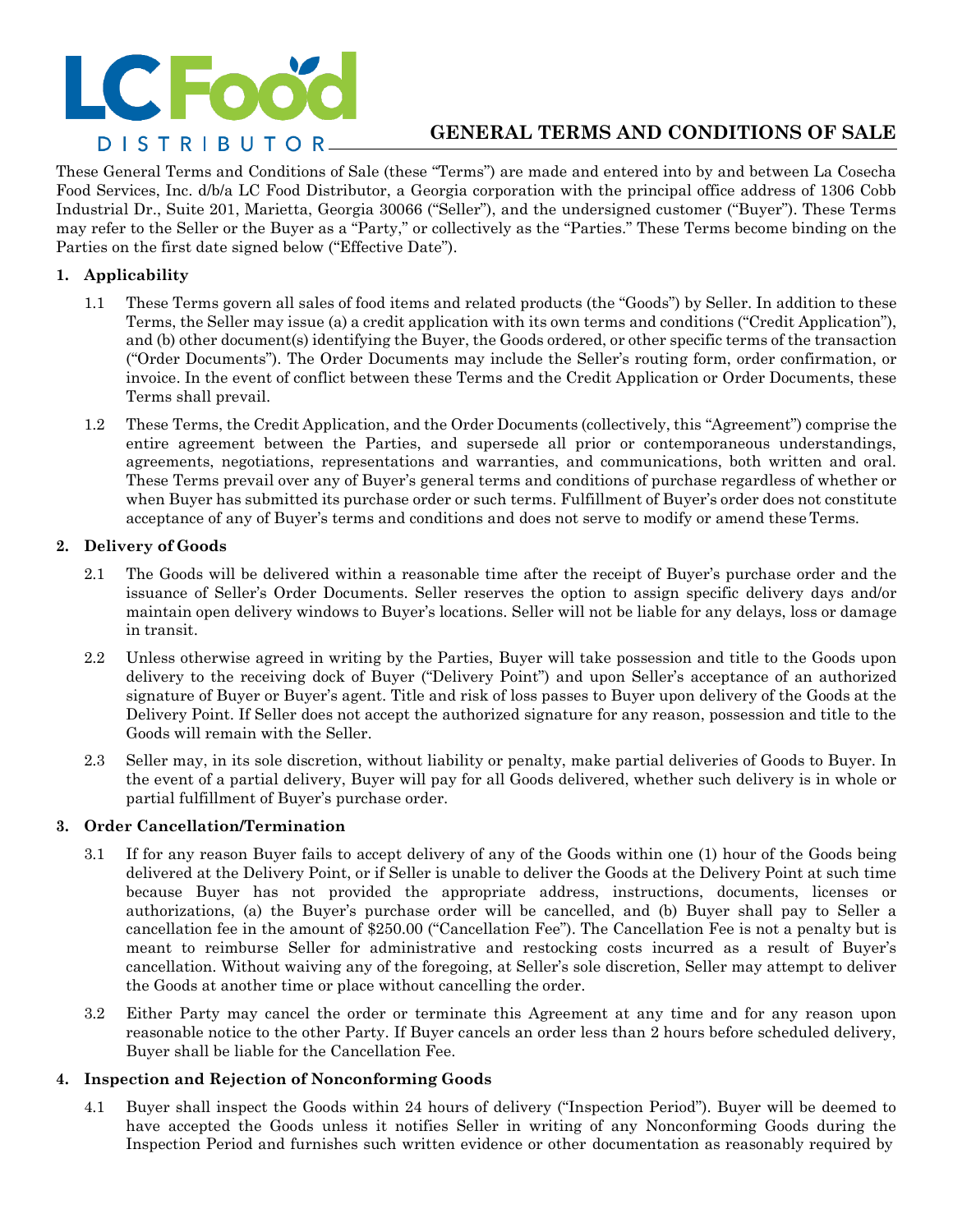# GENERAL TERMS AND CONDITIONS OF SALE

These General Terms and Conditions of Sale (these "Terms") are made and entered into by and between La Cosecha Food Services, Inc. d/b/a LC Food Distributor, a Georgia corporation with the principal office address of 1306 Cobb Industrial Dr., Suite 201, Marietta, Georgia 30066 ("Seller"), and the undersigned customer ("Buyer"). These Terms may refer to the Seller or the Buyer as a "Party," or collectively as the "Parties." These Terms become binding on the Parties on the first date signed below ("Effective Date").

## 1. Applicability

1.1 These Terms govern all sales of food items and related products (the "Goods") by Seller. In addition to these Terms, the Seller may issue (a) a credit application with its own terms and conditions ("Credit Application"), and (b) other document(s) identifying the Buyer, the Goods ordered, or other specific terms of the transaction ("Order Documents"). The Order Documents may include the Seller's routing form, order confirmation, or invoice. In the event of conflict between these Terms and the Credit Application or Order Documents, these Terms shall prevail.

1.2 These Terms, the Credit Application, and the Order Documents (collectively, this "Agreement") comprise the entire agreement between the Parties, and supersede all prior or contemporaneous understandings, agreements, negotiations, representations and warranties, and communications, both written and oral. These Terms prevail over any of Buyer's general terms and conditions of purchase regardless of whether or when Buyer has submitted its purchase order or such terms. Fulfillment of Buyer's order does not constitute acceptance of any of Buyer's terms and conditions and does not serve to modify or amend these Terms.

## 2. Delivery of Goods

2.1 The Goods will be delivered within a reasonable time after the receipt of Buyer's purchase order and the issuance of Seller's Order Documents. Seller reserves the option to assign specific delivery days and/or maintain open delivery windows to Buyer's locations. Seller will not be liable for any delays, loss or damage in transit.

2.2 Unless otherwise agreed in writing by the Parties, Buyer will take possession and title to the Goods upon delivery to the receiving dock of Buyer ("Delivery Point") and upon Seller's acceptance of an authorized signature of Buyer or Buyer's agent. Title and risk of loss passes to Buyer upon delivery of the Goods at the Delivery Point. If Seller does not accept the authorized signature for any reason, possession and title to the Goods will remain with the Seller.

2.3 Seller may, in its sole discretion, without liability or penalty, make partial deliveries of Goods to Buyer. In the event of a partial delivery, Buyer will pay for all Goods delivered, whether such delivery is in whole or partial fulfillment of Buyer's purchase order.

## 3. Order Cancellation/Termination

3.1 If for any reason Buyer fails to accept delivery of any of the Goods within one (1) hour of the Goods being delivered at the Delivery Point, or if Seller is unable to deliver the Goods at the Delivery Point at such time because Buyer has not provided the appropriate address, instructions, documents, licenses or authorizations, (a) the Buyer's purchase order will be cancelled, and (b) Buyer shall pay to Seller a cancellation fee in the amount of $250.00 ("Cancellation Fee"). The Cancellation Fee is not a penalty but is meant to reimburse Seller for administrative and restocking costs incurred as a result of Buyer's cancellation. Without waiving any of the foregoing, at Seller's sole discretion, Seller may attempt to deliver the Goods at another time or place without cancelling the order.

3.2 Either Party may cancel the order or terminate this Agreement at any time and for any reason upon reasonable notice to the other Party. If Buyer cancels an order less than 2 hours before scheduled delivery, Buyer shall be liable for the Cancellation Fee.

## 4. Inspection and Rejection of Nonconforming Goods

4.1 Buyer shall inspect the Goods within 24 hours of delivery ("Inspection Period"). Buyer will be deemed to have accepted the Goods unless it notifies Seller in writing of any Nonconforming Goods during the Inspection Period and furnishes such written evidence or other documentation as reasonably required by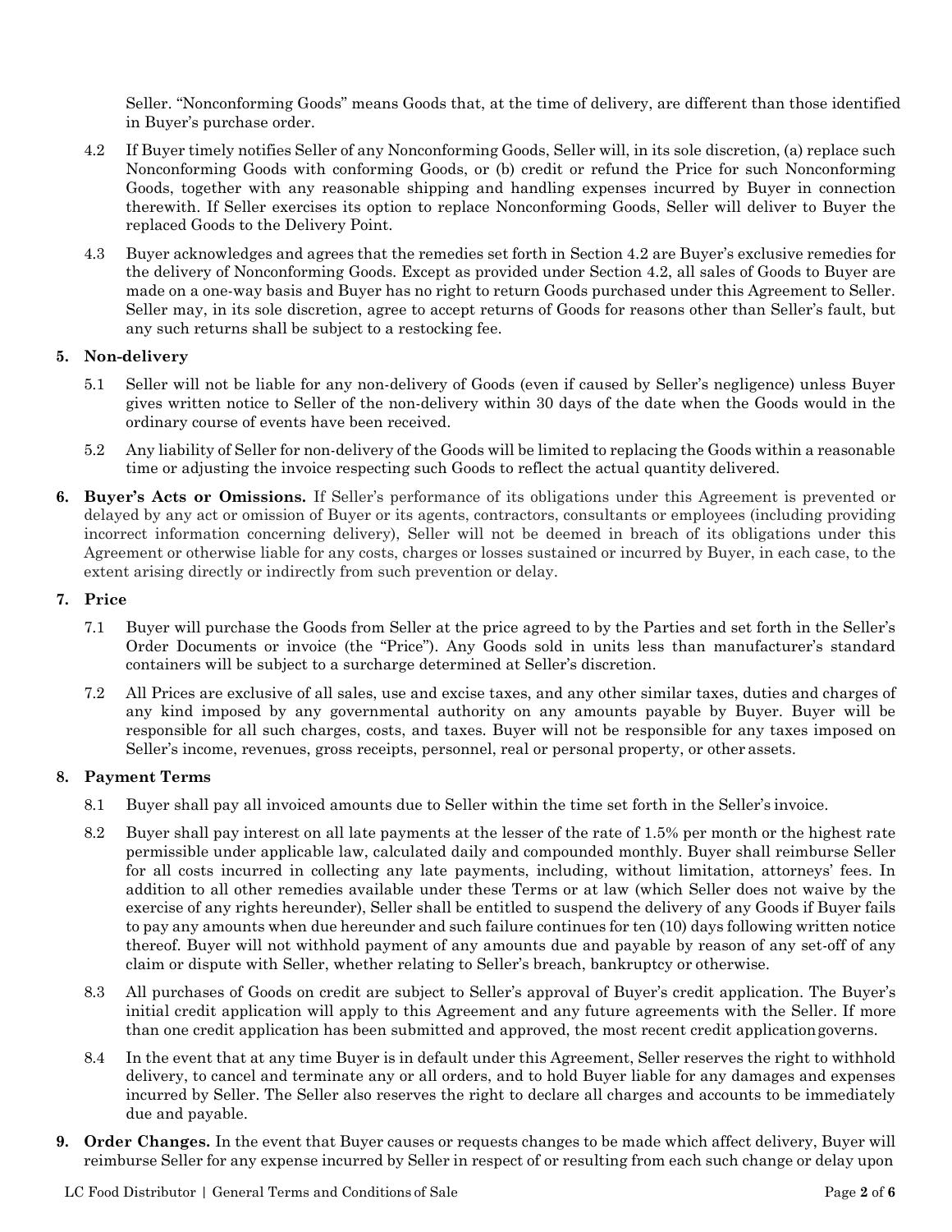Seller. "Nonconforming Goods" means Goods that, at the time of delivery, are different than those identified in Buyer's purchase order.

4.2 If Buyer timely notifies Seller of any Nonconforming Goods, Seller will, in its sole discretion, (a) replace such Nonconforming Goods with conforming Goods, or (b) credit or refund the Price for such Nonconforming Goods, together with any reasonable shipping and handling expenses incurred by Buyer in connection therewith. If Seller exercises its option to replace Nonconforming Goods, Seller will deliver to Buyer the replaced Goods to the Delivery Point.

4.3 Buyer acknowledges and agrees that the remedies set forth in Section 4.2 are Buyer's exclusive remedies for the delivery of Nonconforming Goods. Except as provided under Section 4.2, all sales of Goods to Buyer are made on a one-way basis and Buyer has no right to return Goods purchased under this Agreement to Seller. Seller may, in its sole discretion, agree to accept returns of Goods for reasons other than Seller's fault, but any such returns shall be subject to a restocking fee.

## 5. Non-delivery

5.1 Seller will not be liable for any non-delivery of Goods (even if caused by Seller's negligence) unless Buyer gives written notice to Seller of the non-delivery within 30 days of the date when the Goods would in the ordinary course of events have been received.

5.2 Any liability of Seller for non-delivery of the Goods will be limited to replacing the Goods within a reasonable time or adjusting the invoice respecting such Goods to reflect the actual quantity delivered.

**6. Buyer's Acts or Omissions.** If Seller's performance of its obligations under this Agreement is prevented or delayed by any act or omission of Buyer or its agents, contractors, consultants or employees (including providing incorrect information concerning delivery), Seller will not be deemed in breach of its obligations under this Agreement or otherwise liable for any costs, charges or losses sustained or incurred by Buyer, in each case, to the extent arising directly or indirectly from such prevention or delay.

## 7. Price

7.1 Buyer will purchase the Goods from Seller at the price agreed to by the Parties and set forth in the Seller's Order Documents or invoice (the "Price"). Any Goods sold in units less than manufacturer's standard containers will be subject to a surcharge determined at Seller's discretion.

7.2 All Prices are exclusive of all sales, use and excise taxes, and any other similar taxes, duties and charges of any kind imposed by any governmental authority on any amounts payable by Buyer. Buyer will be responsible for all such charges, costs, and taxes. Buyer will not be responsible for any taxes imposed on Seller's income, revenues, gross receipts, personnel, real or personal property, or other assets.

## 8. Payment Terms

8.1 Buyer shall pay all invoiced amounts due to Seller within the time set forth in the Seller's invoice.

8.2 Buyer shall pay interest on all late payments at the lesser of the rate of 1.5% per month or the highest rate permissible under applicable law, calculated daily and compounded monthly. Buyer shall reimburse Seller for all costs incurred in collecting any late payments, including, without limitation, attorneys' fees. In addition to all other remedies available under these Terms or at law (which Seller does not waive by the exercise of any rights hereunder), Seller shall be entitled to suspend the delivery of any Goods if Buyer fails to pay any amounts when due hereunder and such failure continues for ten (10) days following written notice thereof. Buyer will not withhold payment of any amounts due and payable by reason of any set-off of any claim or dispute with Seller, whether relating to Seller's breach, bankruptcy or otherwise.

8.3 All purchases of Goods on credit are subject to Seller's approval of Buyer's credit application. The Buyer's initial credit application will apply to this Agreement and any future agreements with the Seller. If more than one credit application has been submitted and approved, the most recent credit application governs.

8.4 In the event that at any time Buyer is in default under this Agreement, Seller reserves the right to withhold delivery, to cancel and terminate any or all orders, and to hold Buyer liable for any damages and expenses incurred by Seller. The Seller also reserves the right to declare all charges and accounts to be immediately due and payable.

**9. Order Changes.** In the event that Buyer causes or requests changes to be made which affect delivery, Buyer will reimburse Seller for any expense incurred by Seller in respect of or resulting from each such change or delay upon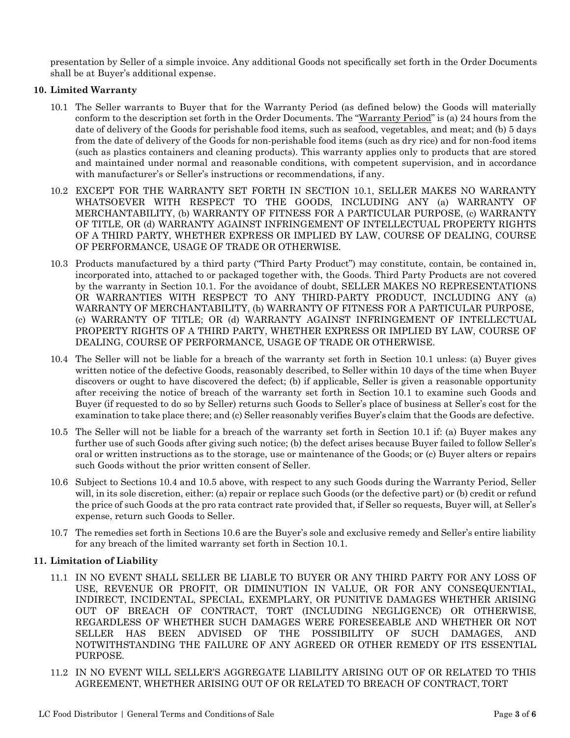presentation by Seller of a simple invoice. Any additional Goods not specifically set forth in the Order Documents shall be at Buyer's additional expense.

**10. Limited Warranty**

10.1 The Seller warrants to Buyer that for the Warranty Period (as defined below) the Goods will materially conform to the description set forth in the Order Documents. The "Warranty Period" is (a) 24 hours from the date of delivery of the Goods for perishable food items, such as seafood, vegetables, and meat; and (b) 5 days from the date of delivery of the Goods for non-perishable food items (such as dry rice) and for non-food items (such as plastics containers and cleaning products). This warranty applies only to products that are stored and maintained under normal and reasonable conditions, with competent supervision, and in accordance with manufacturer's or Seller's instructions or recommendations, if any.

10.2 EXCEPT FOR THE WARRANTY SET FORTH IN SECTION 10.1, SELLER MAKES NO WARRANTY WHATSOEVER WITH RESPECT TO THE GOODS, INCLUDING ANY (a) WARRANTY OF MERCHANTABILITY, (b) WARRANTY OF FITNESS FOR A PARTICULAR PURPOSE, (c) WARRANTY OF TITLE, OR (d) WARRANTY AGAINST INFRINGEMENT OF INTELLECTUAL PROPERTY RIGHTS OF A THIRD PARTY, WHETHER EXPRESS OR IMPLIED BY LAW, COURSE OF DEALING, COURSE OF PERFORMANCE, USAGE OF TRADE OR OTHERWISE.

10.3 Products manufactured by a third party ("Third Party Product") may constitute, contain, be contained in, incorporated into, attached to or packaged together with, the Goods. Third Party Products are not covered by the warranty in Section 10.1. For the avoidance of doubt, SELLER MAKES NO REPRESENTATIONS OR WARRANTIES WITH RESPECT TO ANY THIRD-PARTY PRODUCT, INCLUDING ANY (a) WARRANTY OF MERCHANTABILITY, (b) WARRANTY OF FITNESS FOR A PARTICULAR PURPOSE, (c) WARRANTY OF TITLE; OR (d) WARRANTY AGAINST INFRINGEMENT OF INTELLECTUAL PROPERTY RIGHTS OF A THIRD PARTY, WHETHER EXPRESS OR IMPLIED BY LAW, COURSE OF DEALING, COURSE OF PERFORMANCE, USAGE OF TRADE OR OTHERWISE.

10.4 The Seller will not be liable for a breach of the warranty set forth in Section 10.1 unless: (a) Buyer gives written notice of the defective Goods, reasonably described, to Seller within 10 days of the time when Buyer discovers or ought to have discovered the defect; (b) if applicable, Seller is given a reasonable opportunity after receiving the notice of breach of the warranty set forth in Section 10.1 to examine such Goods and Buyer (if requested to do so by Seller) returns such Goods to Seller's place of business at Seller's cost for the examination to take place there; and (c) Seller reasonably verifies Buyer's claim that the Goods are defective.

10.5 The Seller will not be liable for a breach of the warranty set forth in Section 10.1 if: (a) Buyer makes any further use of such Goods after giving such notice; (b) the defect arises because Buyer failed to follow Seller's oral or written instructions as to the storage, use or maintenance of the Goods; or (c) Buyer alters or repairs such Goods without the prior written consent of Seller.

10.6 Subject to Sections 10.4 and 10.5 above, with respect to any such Goods during the Warranty Period, Seller will, in its sole discretion, either: (a) repair or replace such Goods (or the defective part) or (b) credit or refund the price of such Goods at the pro rata contract rate provided that, if Seller so requests, Buyer will, at Seller's expense, return such Goods to Seller.

10.7 The remedies set forth in Sections 10.6 are the Buyer's sole and exclusive remedy and Seller's entire liability for any breach of the limited warranty set forth in Section 10.1.

**11. Limitation of Liability**

11.1 IN NO EVENT SHALL SELLER BE LIABLE TO BUYER OR ANY THIRD PARTY FOR ANY LOSS OF USE, REVENUE OR PROFIT, OR DIMINUTION IN VALUE, OR FOR ANY CONSEQUENTIAL, INDIRECT, INCIDENTAL, SPECIAL, EXEMPLARY, OR PUNITIVE DAMAGES WHETHER ARISING OUT OF BREACH OF CONTRACT, TORT (INCLUDING NEGLIGENCE) OR OTHERWISE, REGARDLESS OF WHETHER SUCH DAMAGES WERE FORESEEABLE AND WHETHER OR NOT SELLER HAS BEEN ADVISED OF THE POSSIBILITY OF SUCH DAMAGES, AND NOTWITHSTANDING THE FAILURE OF ANY AGREED OR OTHER REMEDY OF ITS ESSENTIAL PURPOSE.

11.2 IN NO EVENT WILL SELLER'S AGGREGATE LIABILITY ARISING OUT OF OR RELATED TO THIS AGREEMENT, WHETHER ARISING OUT OF OR RELATED TO BREACH OF CONTRACT, TORT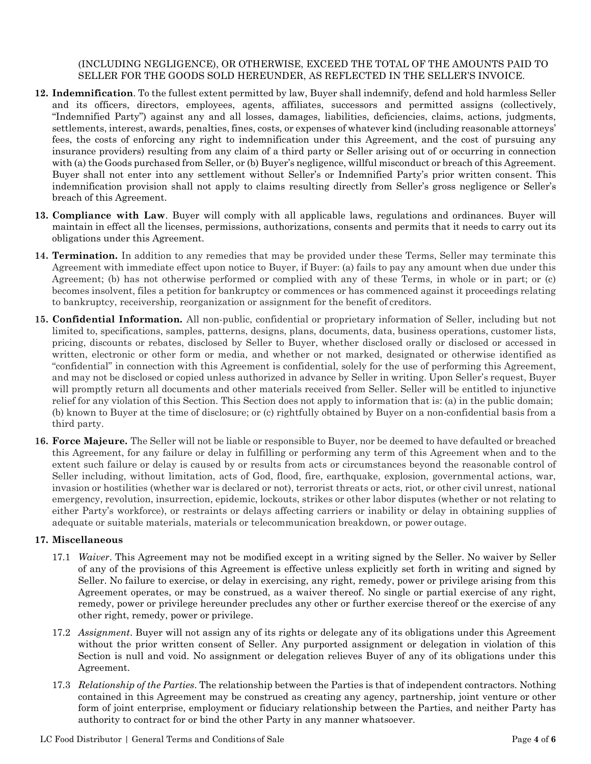(INCLUDING NEGLIGENCE), OR OTHERWISE, EXCEED THE TOTAL OF THE AMOUNTS PAID TO SELLER FOR THE GOODS SOLD HEREUNDER, AS REFLECTED IN THE SELLER'S INVOICE.

**12. Indemnification**. To the fullest extent permitted by law, Buyer shall indemnify, defend and hold harmless Seller and its officers, directors, employees, agents, affiliates, successors and permitted assigns (collectively, "Indemnified Party") against any and all losses, damages, liabilities, deficiencies, claims, actions, judgments, settlements, interest, awards, penalties, fines, costs, or expenses of whatever kind (including reasonable attorneys' fees, the costs of enforcing any right to indemnification under this Agreement, and the cost of pursuing any insurance providers) resulting from any claim of a third party or Seller arising out of or occurring in connection with (a) the Goods purchased from Seller, or (b) Buyer's negligence, willful misconduct or breach of this Agreement. Buyer shall not enter into any settlement without Seller's or Indemnified Party's prior written consent. This indemnification provision shall not apply to claims resulting directly from Seller's gross negligence or Seller's breach of this Agreement.

**13. Compliance with Law**. Buyer will comply with all applicable laws, regulations and ordinances. Buyer will maintain in effect all the licenses, permissions, authorizations, consents and permits that it needs to carry out its obligations under this Agreement.

**14. Termination.** In addition to any remedies that may be provided under these Terms, Seller may terminate this Agreement with immediate effect upon notice to Buyer, if Buyer: (a) fails to pay any amount when due under this Agreement; (b) has not otherwise performed or complied with any of these Terms, in whole or in part; or (c) becomes insolvent, files a petition for bankruptcy or commences or has commenced against it proceedings relating to bankruptcy, receivership, reorganization or assignment for the benefit of creditors.

**15. Confidential Information.** All non-public, confidential or proprietary information of Seller, including but not limited to, specifications, samples, patterns, designs, plans, documents, data, business operations, customer lists, pricing, discounts or rebates, disclosed by Seller to Buyer, whether disclosed orally or disclosed or accessed in written, electronic or other form or media, and whether or not marked, designated or otherwise identified as "confidential" in connection with this Agreement is confidential, solely for the use of performing this Agreement, and may not be disclosed or copied unless authorized in advance by Seller in writing. Upon Seller's request, Buyer will promptly return all documents and other materials received from Seller. Seller will be entitled to injunctive relief for any violation of this Section. This Section does not apply to information that is: (a) in the public domain; (b) known to Buyer at the time of disclosure; or (c) rightfully obtained by Buyer on a non-confidential basis from a third party.

**16. Force Majeure.** The Seller will not be liable or responsible to Buyer, nor be deemed to have defaulted or breached this Agreement, for any failure or delay in fulfilling or performing any term of this Agreement when and to the extent such failure or delay is caused by or results from acts or circumstances beyond the reasonable control of Seller including, without limitation, acts of God, flood, fire, earthquake, explosion, governmental actions, war, invasion or hostilities (whether war is declared or not), terrorist threats or acts, riot, or other civil unrest, national emergency, revolution, insurrection, epidemic, lockouts, strikes or other labor disputes (whether or not relating to either Party's workforce), or restraints or delays affecting carriers or inability or delay in obtaining supplies of adequate or suitable materials, materials or telecommunication breakdown, or power outage.

**17. Miscellaneous**

17.1 *Waiver*. This Agreement may not be modified except in a writing signed by the Seller. No waiver by Seller of any of the provisions of this Agreement is effective unless explicitly set forth in writing and signed by Seller. No failure to exercise, or delay in exercising, any right, remedy, power or privilege arising from this Agreement operates, or may be construed, as a waiver thereof. No single or partial exercise of any right, remedy, power or privilege hereunder precludes any other or further exercise thereof or the exercise of any other right, remedy, power or privilege.

17.2 *Assignment*. Buyer will not assign any of its rights or delegate any of its obligations under this Agreement without the prior written consent of Seller. Any purported assignment or delegation in violation of this Section is null and void. No assignment or delegation relieves Buyer of any of its obligations under this Agreement.

17.3 *Relationship of the Parties*. The relationship between the Parties is that of independent contractors. Nothing contained in this Agreement may be construed as creating any agency, partnership, joint venture or other form of joint enterprise, employment or fiduciary relationship between the Parties, and neither Party has authority to contract for or bind the other Party in any manner whatsoever.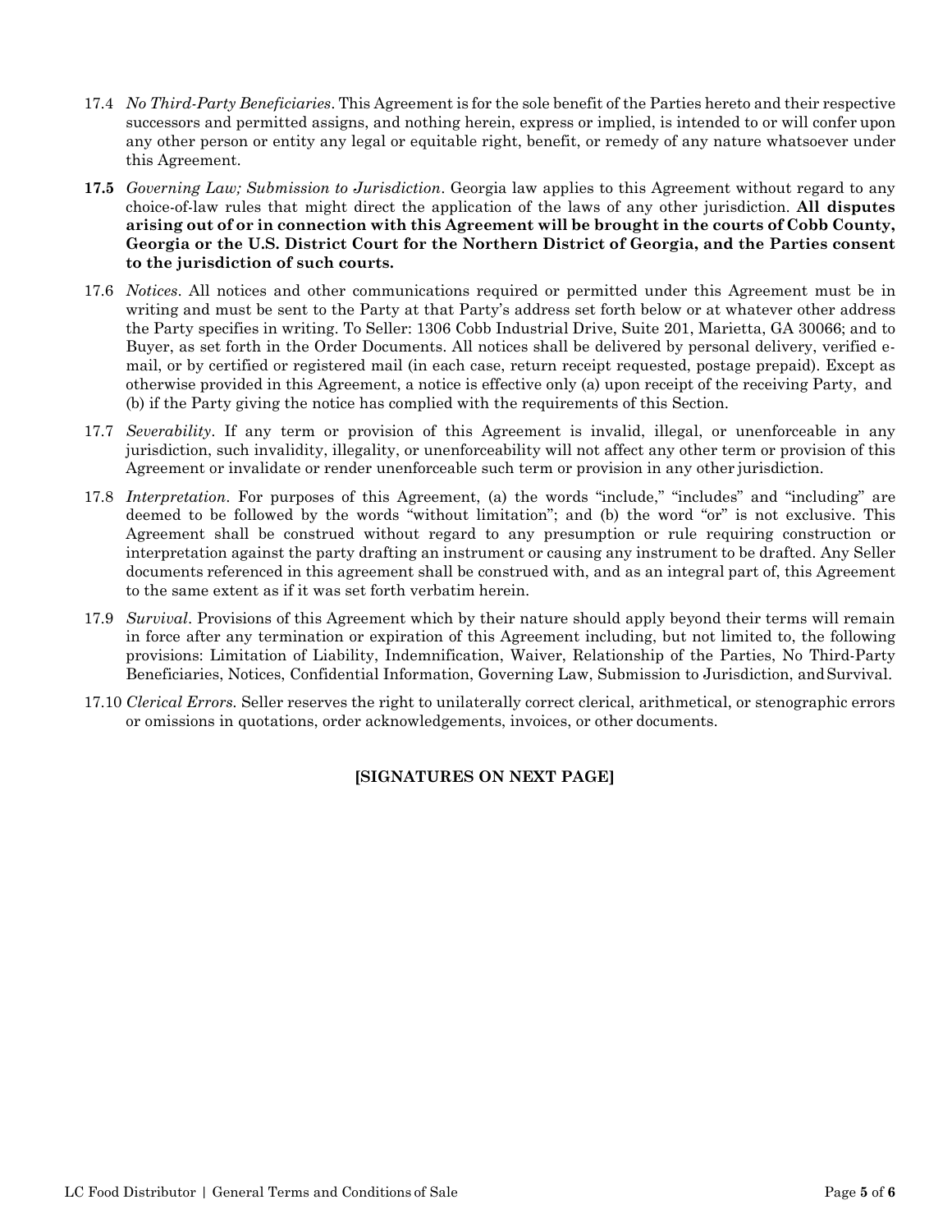17.4 *No Third-Party Beneficiaries*. This Agreement is for the sole benefit of the Parties hereto and their respective successors and permitted assigns, and nothing herein, express or implied, is intended to or will confer upon any other person or entity any legal or equitable right, benefit, or remedy of any nature whatsoever under this Agreement.

**17.5** *Governing Law; Submission to Jurisdiction*. Georgia law applies to this Agreement without regard to any choice-of-law rules that might direct the application of the laws of any other jurisdiction. **All disputes arising out of or in connection with this Agreement will be brought in the courts of Cobb County, Georgia or the U.S. District Court for the Northern District of Georgia, and the Parties consent to the jurisdiction of such courts.**

17.6 *Notices*. All notices and other communications required or permitted under this Agreement must be in writing and must be sent to the Party at that Party's address set forth below or at whatever other address the Party specifies in writing. To Seller: 1306 Cobb Industrial Drive, Suite 201, Marietta, GA 30066; and to Buyer, as set forth in the Order Documents. All notices shall be delivered by personal delivery, verified e-mail, or by certified or registered mail (in each case, return receipt requested, postage prepaid). Except as otherwise provided in this Agreement, a notice is effective only (a) upon receipt of the receiving Party, and (b) if the Party giving the notice has complied with the requirements of this Section.

17.7 *Severability*. If any term or provision of this Agreement is invalid, illegal, or unenforceable in any jurisdiction, such invalidity, illegality, or unenforceability will not affect any other term or provision of this Agreement or invalidate or render unenforceable such term or provision in any other jurisdiction.

17.8 *Interpretation*. For purposes of this Agreement, (a) the words "include," "includes" and "including" are deemed to be followed by the words "without limitation"; and (b) the word "or" is not exclusive. This Agreement shall be construed without regard to any presumption or rule requiring construction or interpretation against the party drafting an instrument or causing any instrument to be drafted. Any Seller documents referenced in this agreement shall be construed with, and as an integral part of, this Agreement to the same extent as if it was set forth verbatim herein.

17.9 *Survival*. Provisions of this Agreement which by their nature should apply beyond their terms will remain in force after any termination or expiration of this Agreement including, but not limited to, the following provisions: Limitation of Liability, Indemnification, Waiver, Relationship of the Parties, No Third-Party Beneficiaries, Notices, Confidential Information, Governing Law, Submission to Jurisdiction, and Survival.

17.10 *Clerical Errors*. Seller reserves the right to unilaterally correct clerical, arithmetical, or stenographic errors or omissions in quotations, order acknowledgements, invoices, or other documents.

**[SIGNATURES ON NEXT PAGE]**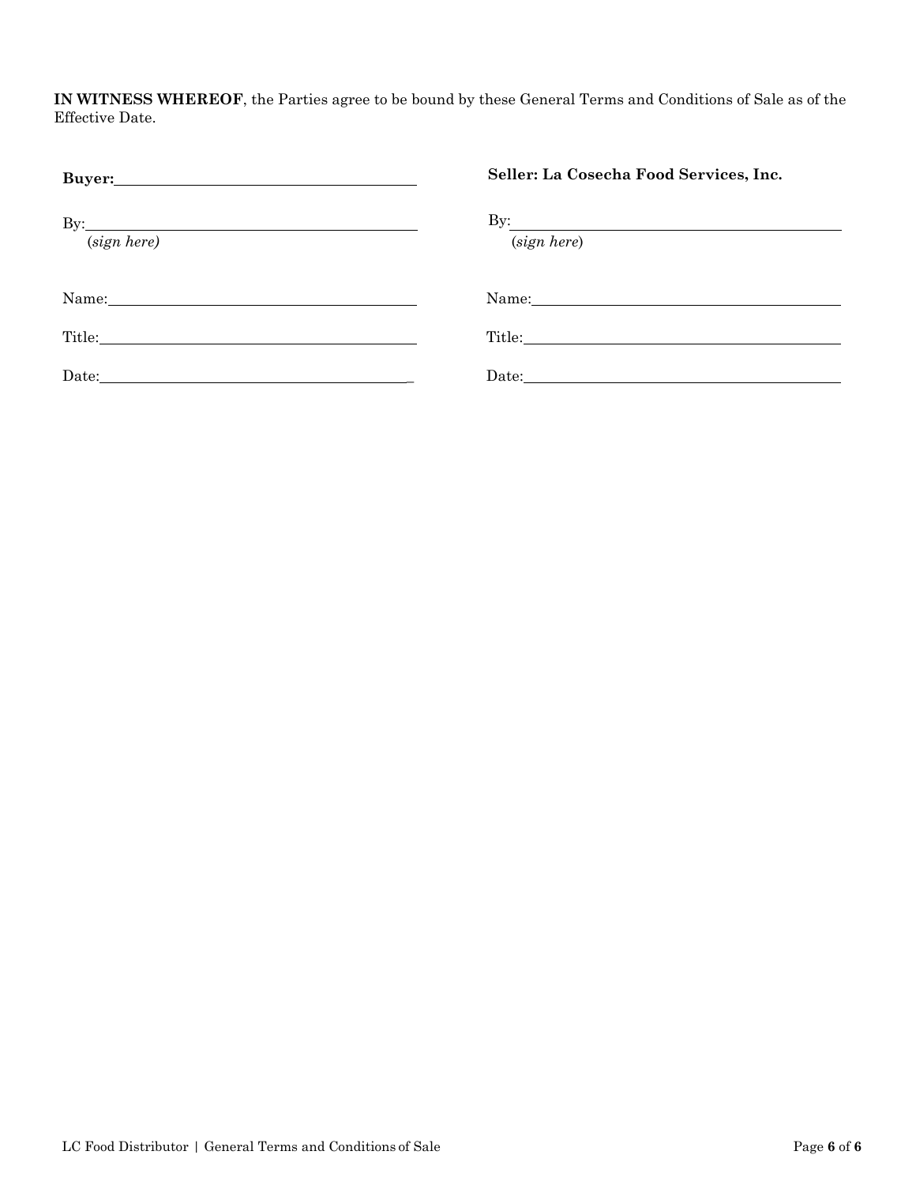**IN WITNESS WHEREOF**, the Parties agree to be bound by these General Terms and Conditions of Sale as of the Effective Date.

| **Buyer:**\_\_\_\_\_\_\_\_\_\_\_\_\_\_\_\_\_\_\_\_\_\_\_\_\_\_\_\_\_\_ | **Seller: La Cosecha Food Services, Inc.** |
|---|---|
| By:\_\_\_\_\_\_\_\_\_\_\_\_\_\_\_\_\_\_\_\_\_\_\_\_\_\_\_\_\_\_<br>(*sign here*) | By:\_\_\_\_\_\_\_\_\_\_\_\_\_\_\_\_\_\_\_\_\_\_\_\_\_\_\_\_\_\_<br>(*sign here*) |
| Name:\_\_\_\_\_\_\_\_\_\_\_\_\_\_\_\_\_\_\_\_\_\_\_\_\_\_\_\_\_\_ | Name:\_\_\_\_\_\_\_\_\_\_\_\_\_\_\_\_\_\_\_\_\_\_\_\_\_\_\_\_\_\_ |
| Title:\_\_\_\_\_\_\_\_\_\_\_\_\_\_\_\_\_\_\_\_\_\_\_\_\_\_\_\_\_\_ | Title:\_\_\_\_\_\_\_\_\_\_\_\_\_\_\_\_\_\_\_\_\_\_\_\_\_\_\_\_\_\_ |
| Date:\_\_\_\_\_\_\_\_\_\_\_\_\_\_\_\_\_\_\_\_\_\_\_\_\_\_\_\_\_\_ | Date:\_\_\_\_\_\_\_\_\_\_\_\_\_\_\_\_\_\_\_\_\_\_\_\_\_\_\_\_\_\_ |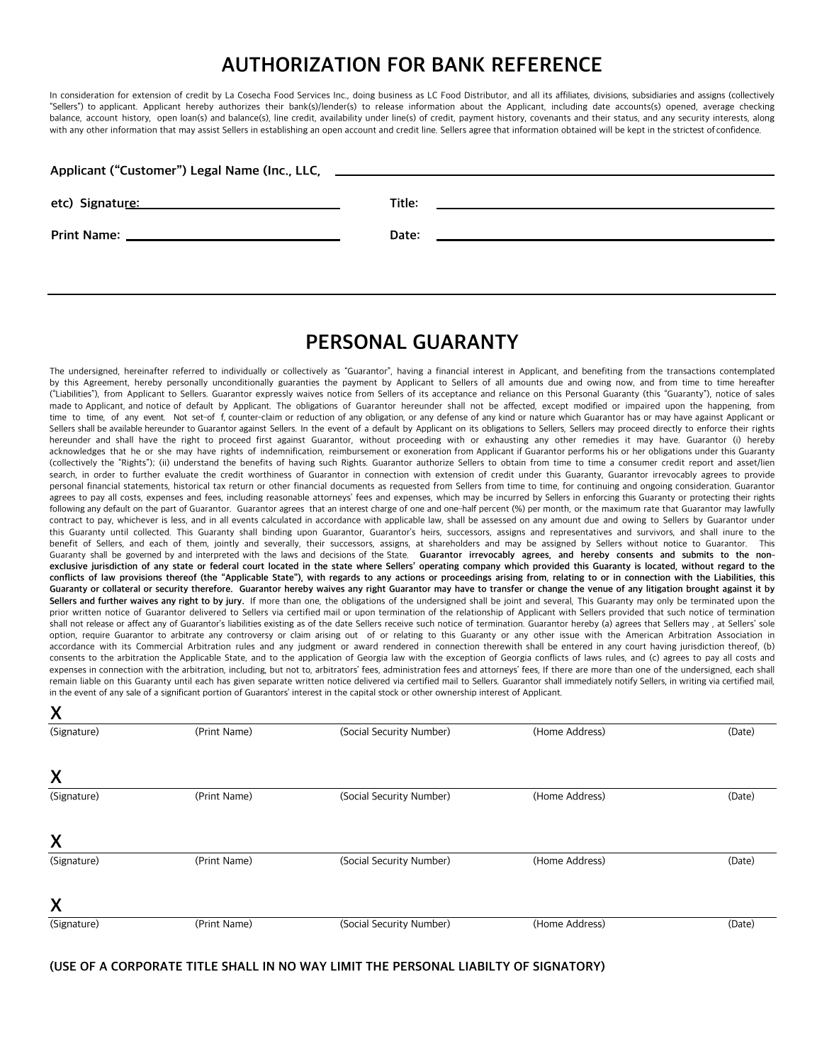# AUTHORIZATION FOR BANK REFERENCE

In consideration for extension of credit by La Cosecha Food Services Inc., doing business as LC Food Distributor, and all its affiliates, divisions, subsidiaries and assigns (collectively "Sellers") to applicant. Applicant hereby authorizes their bank(s)/lender(s) to release information about the Applicant, including date accounts(s) opened, average checking balance, account history, open loan(s) and balance(s), line credit, availability under line(s) of credit, payment history, covenants and their status, and any security interests, along with any other information that may assist Sellers in establishing an open account and credit line. Sellers agree that information obtained will be kept in the strictest of confidence.

**Applicant ("Customer") Legal Name (Inc., LLC, etc) Signature:** ______________________________

**Title:** ______________________________

**Print Name:** ______________________________ **Date:** ______________________________

---

# PERSONAL GUARANTY

The undersigned, hereinafter referred to individually or collectively as "Guarantor", having a financial interest in Applicant, and benefiting from the transactions contemplated by this Agreement, hereby personally unconditionally guaranties the payment by Applicant to Sellers of all amounts due and owing now, and from time to time hereafter ("Liabilities"), from Applicant to Sellers. Guarantor expressly waives notice from Sellers of its acceptance and reliance on this Personal Guaranty (this "Guaranty"), notice of sales made to Applicant, and notice of default by Applicant. The obligations of Guarantor hereunder shall not be affected, except modified or impaired upon the happening, from time to time, of any event. Not set-of f, counter-claim or reduction of any obligation, or any defense of any kind or nature which Guarantor has or may have against Applicant or Sellers shall be available hereunder to Guarantor against Sellers. In the event of a default by Applicant on its obligations to Sellers, Sellers may proceed directly to enforce their rights hereunder and shall have the right to proceed first against Guarantor, without proceeding with or exhausting any other remedies it may have. Guarantor (i) hereby acknowledges that he or she may have rights of indemnification, reimbursement or exoneration from Applicant if Guarantor performs his or her obligations under this Guaranty (collectively the "Rights"); (ii) understand the benefits of having such Rights. Guarantor authorize Sellers to obtain from time to time a consumer credit report and asset/lien search, in order to further evaluate the credit worthiness of Guarantor in connection with extension of credit under this Guaranty, Guarantor irrevocably agrees to provide personal financial statements, historical tax return or other financial documents as requested from Sellers from time to time, for continuing and ongoing consideration. Guarantor agrees to pay all costs, expenses and fees, including reasonable attorneys' fees and expenses, which may be incurred by Sellers in enforcing this Guaranty or protecting their rights following any default on the part of Guarantor. Guarantor agrees that an interest charge of one and one-half percent (%) per month, or the maximum rate that Guarantor may lawfully contract to pay, whichever is less, and in all events calculated in accordance with applicable law, shall be assessed on any amount due and owing to Sellers by Guarantor under this Guaranty until collected. This Guaranty shall binding upon Guarantor, Guarantor's heirs, successors, assigns and representatives and survivors, and shall inure to the benefit of Sellers, and each of them, jointly and severally, their successors, assigns, at shareholders and may be assigned by Sellers without notice to Guarantor. This Guaranty shall be governed by and interpreted with the laws and decisions of the State. **Guarantor irrevocably agrees, and hereby consents and submits to the non-exclusive jurisdiction of any state or federal court located in the state where Sellers' operating company which provided this Guaranty is located, without regard to the conflicts of law provisions thereof (the "Applicable State"), with regards to any actions or proceedings arising from, relating to or in connection with the Liabilities, this Guaranty or collateral or security therefore. Guarantor hereby waives any right Guarantor may have to transfer or change the venue of any litigation brought against it by Sellers and further waives any right to by jury.** If more than one, the obligations of the undersigned shall be joint and several, This Guaranty may only be terminated upon the prior written notice of Guarantor delivered to Sellers via certified mail or upon termination of the relationship of Applicant with Sellers provided that such notice of termination shall not release or affect any of Guarantor's liabilities existing as of the date Sellers receive such notice of termination. Guarantor hereby (a) agrees that Sellers may , at Sellers' sole option, require Guarantor to arbitrate any controversy or claim arising out of or relating to this Guaranty or any other issue with the American Arbitration Association in accordance with its Commercial Arbitration rules and any judgment or award rendered in connection therewith shall be entered in any court having jurisdiction thereof, (b) consents to the arbitration the Applicable State, and to the application of Georgia law with the exception of Georgia conflicts of laws rules, and (c) agrees to pay all costs and expenses in connection with the arbitration, including, but not to, arbitrators' fees, administration fees and attorneys' fees, If there are more than one of the undersigned, each shall remain liable on this Guaranty until each has given separate written notice delivered via certified mail to Sellers. Guarantor shall immediately notify Sellers, in writing via certified mail, in the event of any sale of a significant portion of Guarantors' interest in the capital stock or other ownership interest of Applicant.

X ______________________________________________________________________

(Signature) (Print Name) (Social Security Number) (Home Address) (Date)

X ______________________________________________________________________

(Signature) (Print Name) (Social Security Number) (Home Address) (Date)

X ______________________________________________________________________

(Signature) (Print Name) (Social Security Number) (Home Address) (Date)

X ______________________________________________________________________

(Signature) (Print Name) (Social Security Number) (Home Address) (Date)

**(USE OF A CORPORATE TITLE SHALL IN NO WAY LIMIT THE PERSONAL LIABILTY OF SIGNATORY)**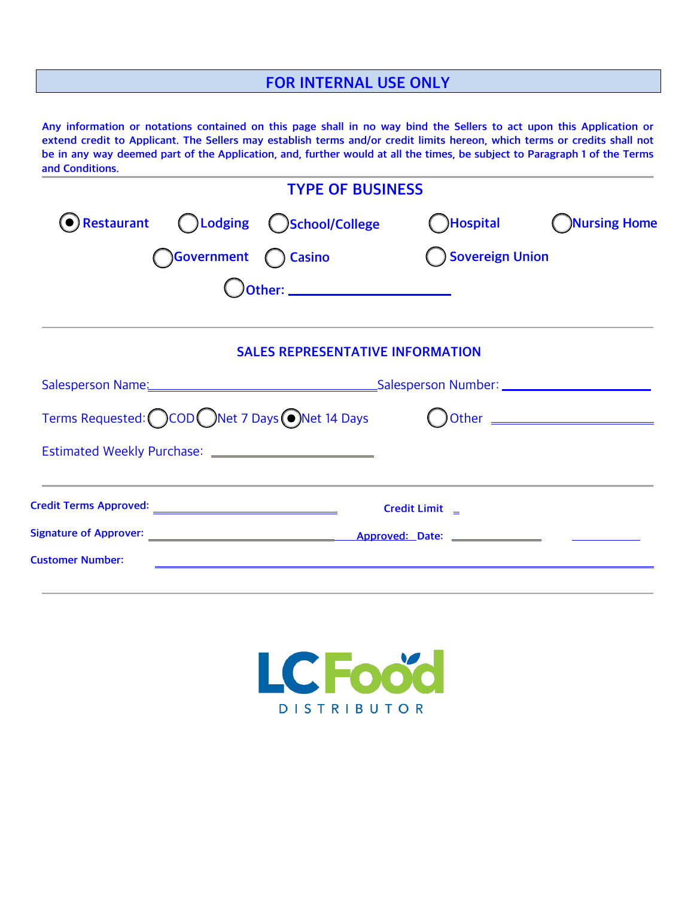## FOR INTERNAL USE ONLY

Any information or notations contained on this page shall in no way bind the Sellers to act upon this Application or extend credit to Applicant. The Sellers may establish terms and/or credit limits hereon, which terms or credits shall not be in any way deemed part of the Application, and, further would at all the times, be subject to Paragraph 1 of the Terms and Conditions.

### TYPE OF BUSINESS

- (●) Restaurant
- ( ) Lodging
- ( ) School/College
- ( ) Hospital
- ( ) Nursing Home
- ( ) Government
- ( ) Casino
- ( ) Sovereign Union
- ( ) Other: ______________________

### SALES REPRESENTATIVE INFORMATION

Salesperson Name: ______________________ Salesperson Number: ______________________

Terms Requested: ( ) COD ( ) Net 7 Days (●) Net 14 Days ( ) Other ______________________

Estimated Weekly Purchase: ______________________

**Credit Terms Approved:** ______________________ **Credit Limit** _

**Signature of Approver:** ______________________ **Approved: Date:** ______________________ ____________

**Customer Number:** ______________________

LC Food DISTRIBUTOR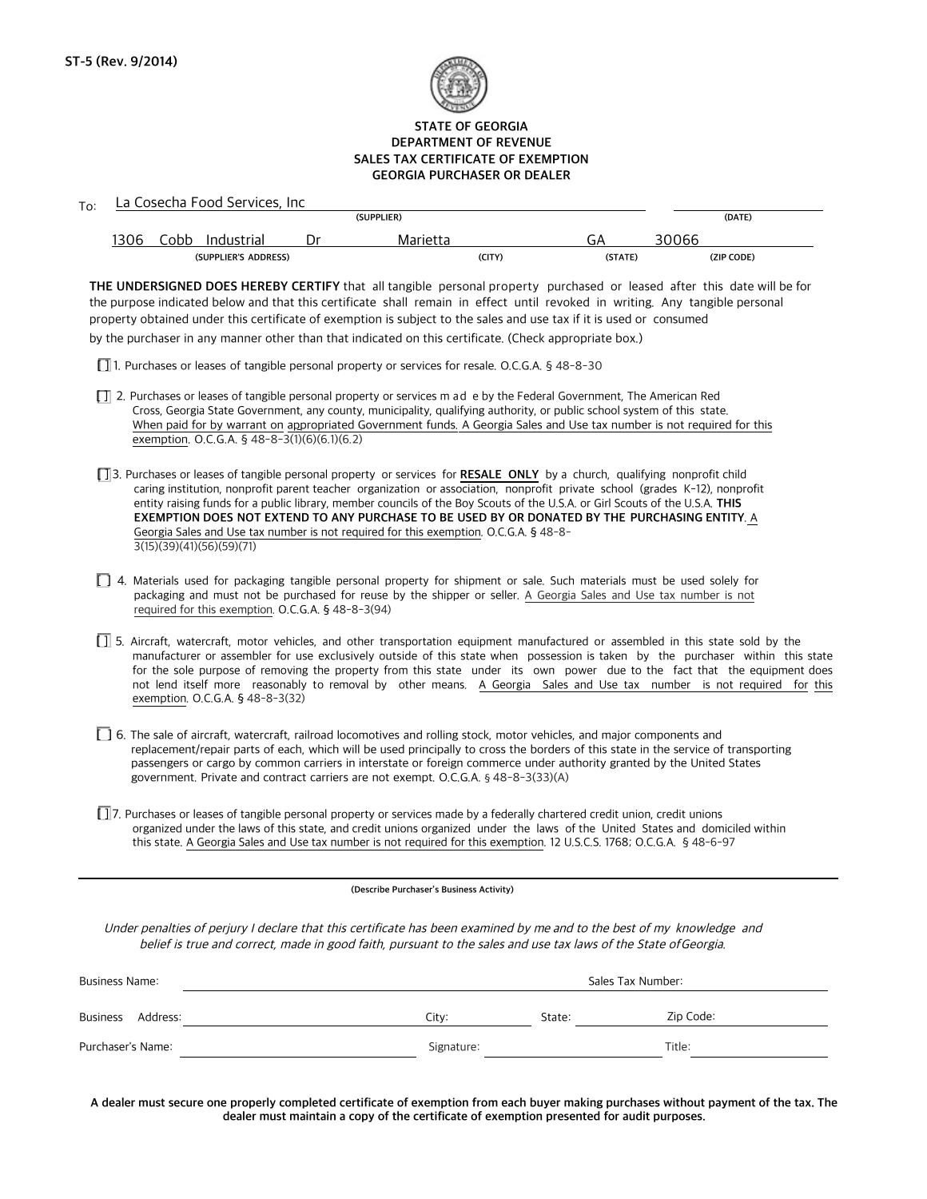ST-5 (Rev. 9/2014)

**STATE OF GEORGIA**
**DEPARTMENT OF REVENUE**
**SALES TAX CERTIFICATE OF EXEMPTION**
**GEORGIA PURCHASER OR DEALER**

To: La Cosecha Food Services, Inc

(SUPPLIER) (DATE)

1306 Cobb Industrial Dr Marietta GA 30066

(SUPPLIER'S ADDRESS) (CITY) (STATE) (ZIP CODE)

**THE UNDERSIGNED DOES HEREBY CERTIFY** that all tangible personal property purchased or leased after this date will be for the purpose indicated below and that this certificate shall remain in effect until revoked in writing. Any tangible personal property obtained under this certificate of exemption is subject to the sales and use tax if it is used or consumed by the purchaser in any manner other than that indicated on this certificate. (Check appropriate box.)

☐ 1. Purchases or leases of tangible personal property or services for resale. O.C.G.A. § 48-8-30

☐ 2. Purchases or leases of tangible personal property or services made by the Federal Government, The American Red Cross, Georgia State Government, any county, municipality, qualifying authority, or public school system of this state. When paid for by warrant on appropriated Government funds. A Georgia Sales and Use tax number is not required for this exemption. O.C.G.A. § 48-8-3(1)(6)(6.1)(6.2)

☐ 3. Purchases or leases of tangible personal property or services for **RESALE ONLY** by a church, qualifying nonprofit child caring institution, nonprofit parent teacher organization or association, nonprofit private school (grades K-12), nonprofit entity raising funds for a public library, member councils of the Boy Scouts of the U.S.A. or Girl Scouts of the U.S.A. **THIS EXEMPTION DOES NOT EXTEND TO ANY PURCHASE TO BE USED BY OR DONATED BY THE PURCHASING ENTITY**. A Georgia Sales and Use tax number is not required for this exemption. O.C.G.A. § 48-8-3(15)(39)(41)(56)(59)(71)

☐ 4. Materials used for packaging tangible personal property for shipment or sale. Such materials must be used solely for packaging and must not be purchased for reuse by the shipper or seller. A Georgia Sales and Use tax number is not required for this exemption. O.C.G.A. § 48-8-3(94)

☐ 5. Aircraft, watercraft, motor vehicles, and other transportation equipment manufactured or assembled in this state sold by the manufacturer or assembler for use exclusively outside of this state when possession is taken by the purchaser within this state for the sole purpose of removing the property from this state under its own power due to the fact that the equipment does not lend itself more reasonably to removal by other means. A Georgia Sales and Use tax number is not required for this exemption. O.C.G.A. § 48-8-3(32)

☐ 6. The sale of aircraft, watercraft, railroad locomotives and rolling stock, motor vehicles, and major components and replacement/repair parts of each, which will be used principally to cross the borders of this state in the service of transporting passengers or cargo by common carriers in interstate or foreign commerce under authority granted by the United States government. Private and contract carriers are not exempt. O.C.G.A. § 48-8-3(33)(A)

☐ 7. Purchases or leases of tangible personal property or services made by a federally chartered credit union, credit unions organized under the laws of this state, and credit unions organized under the laws of the United States and domiciled within this state. A Georgia Sales and Use tax number is not required for this exemption. 12 U.S.C.S. 1768; O.C.G.A. § 48-6-97

(Describe Purchaser's Business Activity)

*Under penalties of perjury I declare that this certificate has been examined by me and to the best of my knowledge and belief is true and correct, made in good faith, pursuant to the sales and use tax laws of the State of Georgia.*

Business Name: Sales Tax Number:

Business Address: City: State: Zip Code:

Purchaser's Name: Signature: Title:

**A dealer must secure one properly completed certificate of exemption from each buyer making purchases without payment of the tax. The dealer must maintain a copy of the certificate of exemption presented for audit purposes.**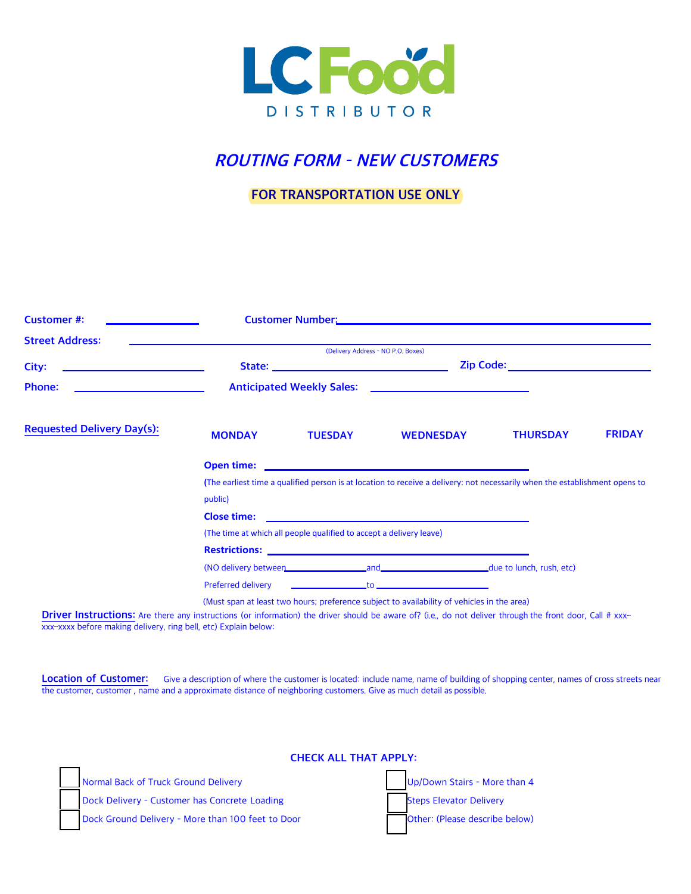LC Food

DISTRIBUTOR

# *ROUTING FORM - NEW CUSTOMERS*

**FOR TRANSPORTATION USE ONLY**

**Customer #:** ______________ **Customer Number:** ______________________________

**Street Address:** ____________________________________________________________

(Delivery Address - NO P.O. Boxes)

**City:** ______________ **State:** ______________ **Zip Code:** ______________

**Phone:** ______________ **Anticipated Weekly Sales:** ______________

**Requested Delivery Day(s):** **MONDAY** **TUESDAY** **WEDNESDAY** **THURSDAY** **FRIDAY**

**Open time:** ______________________________

(The earliest time a qualified person is at location to receive a delivery: not necessarily when the establishment opens to public)

**Close time:** ______________________________

(The time at which all people qualified to accept a delivery leave)

**Restrictions:** ______________________________

(NO delivery between______________and______________due to lunch, rush, etc)

Preferred delivery ______________to______________

(Must span at least two hours; preference subject to availability of vehicles in the area)

**Driver Instructions:** Are there any instructions (or information) the driver should be aware of? (i.e., do not deliver through the front door, Call # xxx-xxx-xxxx before making delivery, ring bell, etc) Explain below:

**Location of Customer:** Give a description of where the customer is located: include name, name of building of shopping center, names of cross streets near the customer, customer , name and a approximate distance of neighboring customers. Give as much detail as possible.

**CHECK ALL THAT APPLY:**

- ☐ Normal Back of Truck Ground Delivery
- ☐ Dock Delivery - Customer has Concrete Loading
- ☐ Dock Ground Delivery - More than 100 feet to Door
- ☐ Up/Down Stairs - More than 4
- ☐ Steps Elevator Delivery
- ☐ Other: (Please describe below)